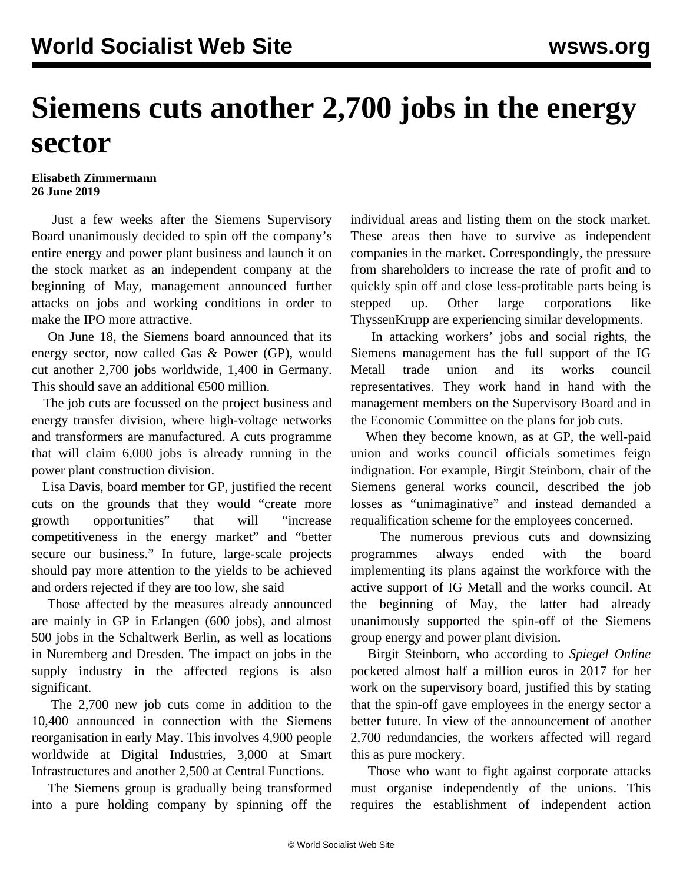# Siemens cuts another 2,700 jobs in the energy sector

**Elisabeth Zimmermann**
**26 June 2019**

Just a few weeks after the Siemens Supervisory Board unanimously decided to spin off the company's entire energy and power plant business and launch it on the stock market as an independent company at the beginning of May, management announced further attacks on jobs and working conditions in order to make the IPO more attractive.

On June 18, the Siemens board announced that its energy sector, now called Gas & Power (GP), would cut another 2,700 jobs worldwide, 1,400 in Germany. This should save an additional €500 million.

The job cuts are focussed on the project business and energy transfer division, where high-voltage networks and transformers are manufactured. A cuts programme that will claim 6,000 jobs is already running in the power plant construction division.

Lisa Davis, board member for GP, justified the recent cuts on the grounds that they would "create more growth opportunities" that will "increase competitiveness in the energy market" and "better secure our business." In future, large-scale projects should pay more attention to the yields to be achieved and orders rejected if they are too low, she said

Those affected by the measures already announced are mainly in GP in Erlangen (600 jobs), and almost 500 jobs in the Schaltwerk Berlin, as well as locations in Nuremberg and Dresden. The impact on jobs in the supply industry in the affected regions is also significant.

The 2,700 new job cuts come in addition to the 10,400 announced in connection with the Siemens reorganisation in early May. This involves 4,900 people worldwide at Digital Industries, 3,000 at Smart Infrastructures and another 2,500 at Central Functions.

The Siemens group is gradually being transformed into a pure holding company by spinning off the individual areas and listing them on the stock market. These areas then have to survive as independent companies in the market. Correspondingly, the pressure from shareholders to increase the rate of profit and to quickly spin off and close less-profitable parts being is stepped up. Other large corporations like ThyssenKrupp are experiencing similar developments.

In attacking workers' jobs and social rights, the Siemens management has the full support of the IG Metall trade union and its works council representatives. They work hand in hand with the management members on the Supervisory Board and in the Economic Committee on the plans for job cuts.

When they become known, as at GP, the well-paid union and works council officials sometimes feign indignation. For example, Birgit Steinborn, chair of the Siemens general works council, described the job losses as "unimaginative" and instead demanded a requalification scheme for the employees concerned.

The numerous previous cuts and downsizing programmes always ended with the board implementing its plans against the workforce with the active support of IG Metall and the works council. At the beginning of May, the latter had already unanimously supported the spin-off of the Siemens group energy and power plant division.

Birgit Steinborn, who according to *Spiegel Online* pocketed almost half a million euros in 2017 for her work on the supervisory board, justified this by stating that the spin-off gave employees in the energy sector a better future. In view of the announcement of another 2,700 redundancies, the workers affected will regard this as pure mockery.

Those who want to fight against corporate attacks must organise independently of the unions. This requires the establishment of independent action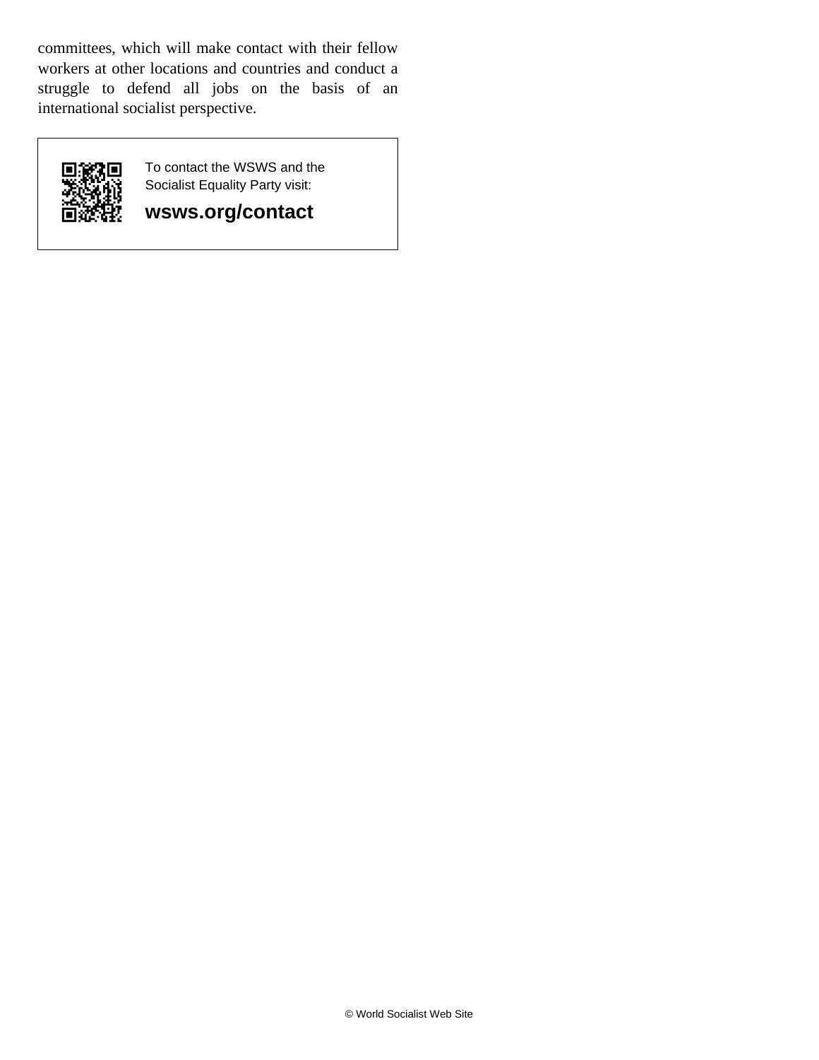committees, which will make contact with their fellow workers at other locations and countries and conduct a struggle to defend all jobs on the basis of an international socialist perspective.

To contact the WSWS and the Socialist Equality Party visit:

**wsws.org/contact**